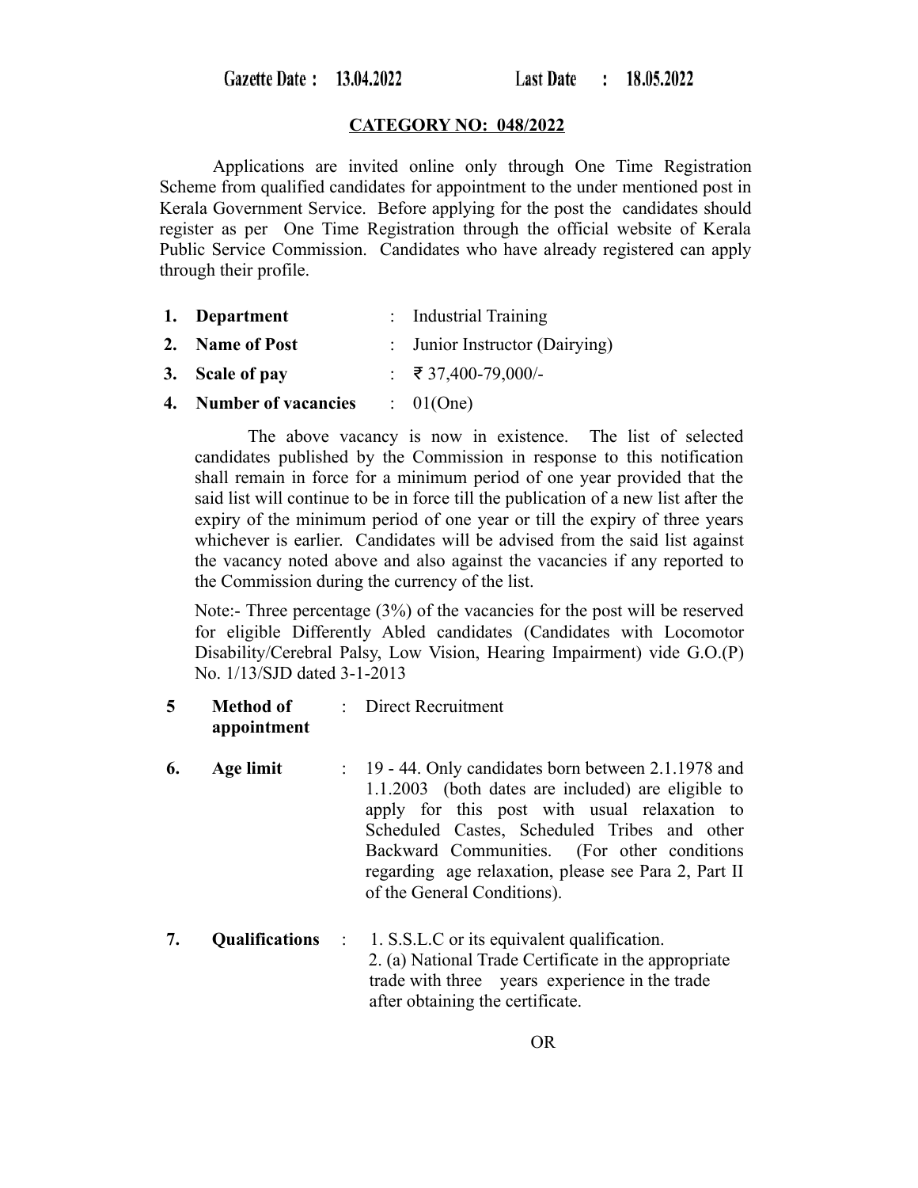**Gazette Date : 13.04.2022** **Last Date : 18.05.2022**

**CATEGORY NO: 048/2022**

Applications are invited online only through One Time Registration Scheme from qualified candidates for appointment to the under mentioned post in Kerala Government Service. Before applying for the post the candidates should register as per One Time Registration through the official website of Kerala Public Service Commission. Candidates who have already registered can apply through their profile.

1. **Department** : Industrial Training
2. **Name of Post** : Junior Instructor (Dairying)
3. **Scale of pay** : ₹ 37,400-79,000/-
4. **Number of vacancies** : 01(One)

The above vacancy is now in existence. The list of selected candidates published by the Commission in response to this notification shall remain in force for a minimum period of one year provided that the said list will continue to be in force till the publication of a new list after the expiry of the minimum period of one year or till the expiry of three years whichever is earlier. Candidates will be advised from the said list against the vacancy noted above and also against the vacancies if any reported to the Commission during the currency of the list.

Note:- Three percentage (3%) of the vacancies for the post will be reserved for eligible Differently Abled candidates (Candidates with Locomotor Disability/Cerebral Palsy, Low Vision, Hearing Impairment) vide G.O.(P) No. 1/13/SJD dated 3-1-2013

5. **Method of appointment** : Direct Recruitment

6. **Age limit** : 19 - 44. Only candidates born between 2.1.1978 and 1.1.2003 (both dates are included) are eligible to apply for this post with usual relaxation to Scheduled Castes, Scheduled Tribes and other Backward Communities. (For other conditions regarding age relaxation, please see Para 2, Part II of the General Conditions).

7. **Qualifications** : 1. S.S.L.C or its equivalent qualification.
2. (a) National Trade Certificate in the appropriate trade with three years experience in the trade after obtaining the certificate.

OR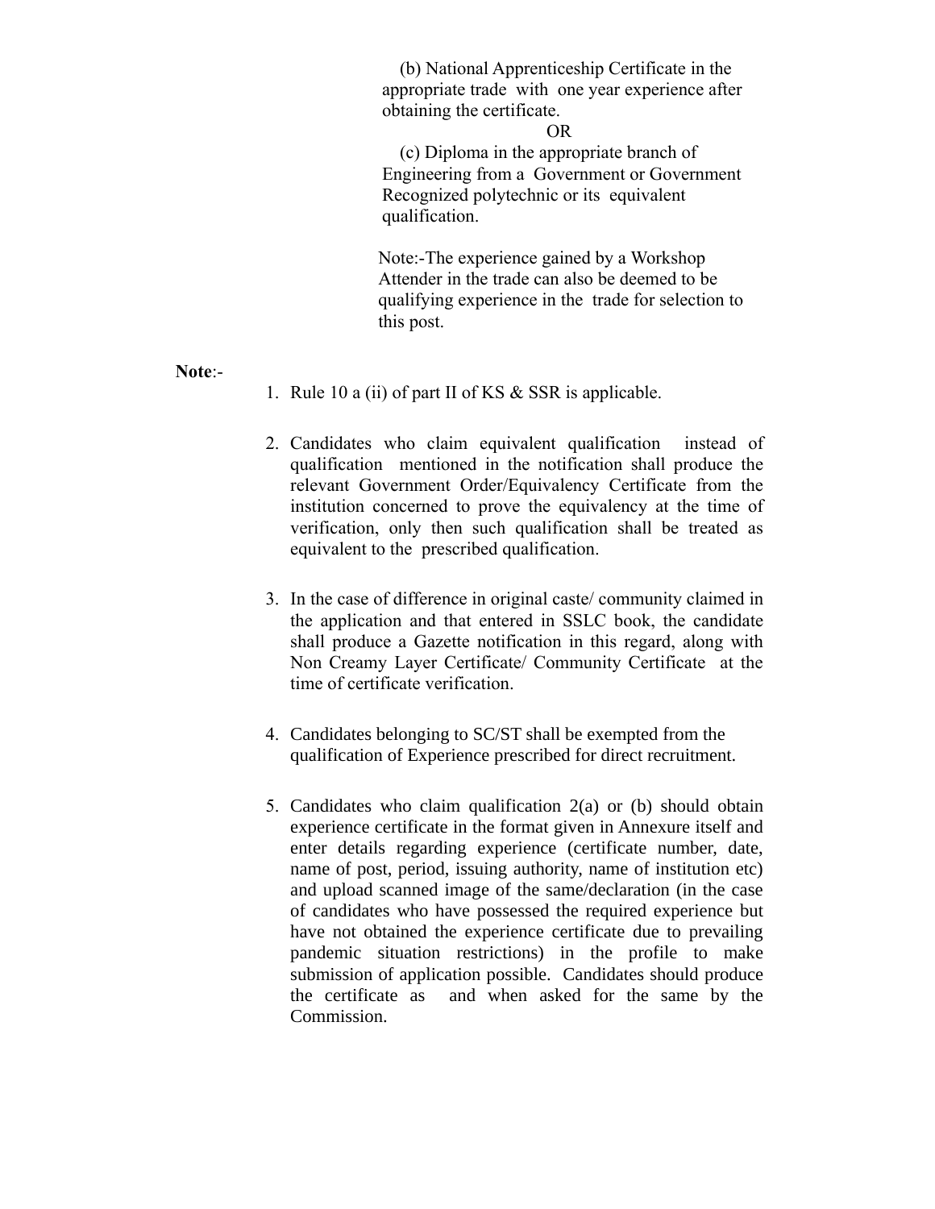(b) National Apprenticeship Certificate in the appropriate trade with one year experience after obtaining the certificate.

OR

(c) Diploma in the appropriate branch of Engineering from a Government or Government Recognized polytechnic or its equivalent qualification.

Note:-The experience gained by a Workshop Attender in the trade can also be deemed to be qualifying experience in the trade for selection to this post.

**Note**:-

1. Rule 10 a (ii) of part II of KS & SSR is applicable.

2. Candidates who claim equivalent qualification instead of qualification mentioned in the notification shall produce the relevant Government Order/Equivalency Certificate from the institution concerned to prove the equivalency at the time of verification, only then such qualification shall be treated as equivalent to the prescribed qualification.

3. In the case of difference in original caste/ community claimed in the application and that entered in SSLC book, the candidate shall produce a Gazette notification in this regard, along with Non Creamy Layer Certificate/ Community Certificate at the time of certificate verification.

4. Candidates belonging to SC/ST shall be exempted from the qualification of Experience prescribed for direct recruitment.

5. Candidates who claim qualification 2(a) or (b) should obtain experience certificate in the format given in Annexure itself and enter details regarding experience (certificate number, date, name of post, period, issuing authority, name of institution etc) and upload scanned image of the same/declaration (in the case of candidates who have possessed the required experience but have not obtained the experience certificate due to prevailing pandemic situation restrictions) in the profile to make submission of application possible. Candidates should produce the certificate as and when asked for the same by the Commission.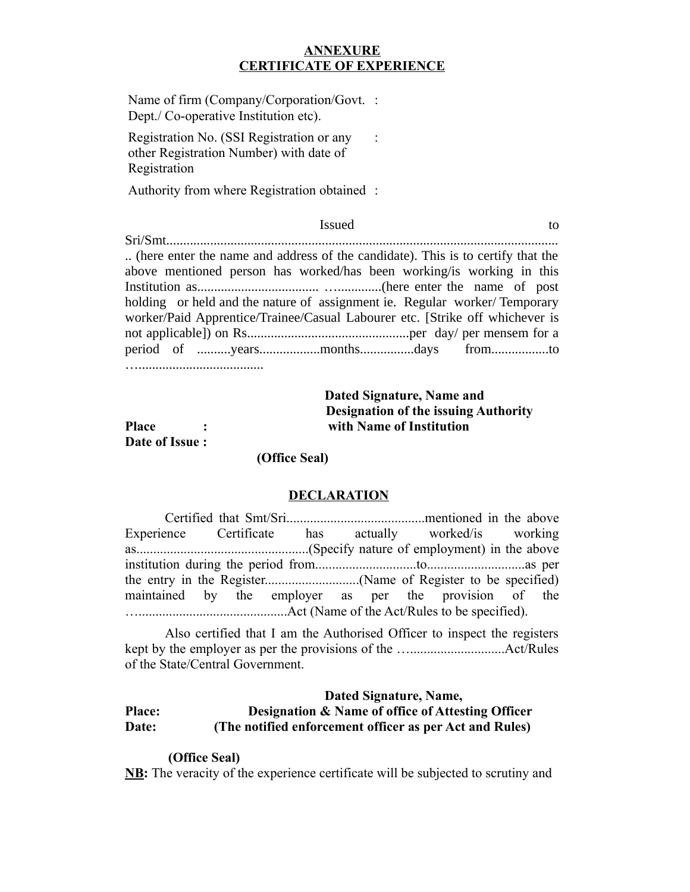## ANNEXURE
## CERTIFICATE OF EXPERIENCE

Name of firm (Company/Corporation/Govt. Dept./ Co-operative Institution etc). :

Registration No. (SSI Registration or any other Registration Number) with date of Registration :

Authority from where Registration obtained :

Issued to Sri/Smt..................................................................................................................... (here enter the name and address of the candidate). This is to certify that the above mentioned person has worked/has been working/is working in this Institution as.................................... …............(here enter the name of post holding or held and the nature of assignment ie. Regular worker/ Temporary worker/Paid Apprentice/Trainee/Casual Labourer etc. [Strike off whichever is not applicable]) on Rs.................................................per day/ per mensem for a period of ..........years.................months................days from.................to …....................................

**Dated Signature, Name and Designation of the issuing Authority with Name of Institution**

**Place :**

**Date of Issue :**

**(Office Seal)**

## DECLARATION

Certified that Smt/Sri.........................................mentioned in the above Experience Certificate has actually worked/is working as..................................................(Specify nature of employment) in the above institution during the period from.............................to............................as per the entry in the Register...........................(Name of Register to be specified) maintained by the employer as per the provision of the …..........................................Act (Name of the Act/Rules to be specified).

Also certified that I am the Authorised Officer to inspect the registers kept by the employer as per the provisions of the …...........................Act/Rules of the State/Central Government.

**Dated Signature, Name, Designation & Name of office of Attesting Officer (The notified enforcement officer as per Act and Rules)**

**Place:**

**Date:**

**(Office Seal)**

**NB:** The veracity of the experience certificate will be subjected to scrutiny and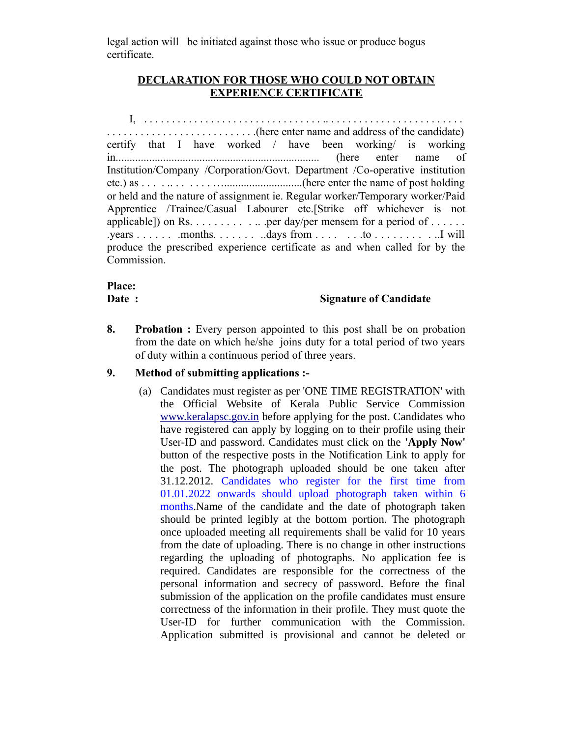legal action will be initiated against those who issue or produce bogus certificate.

## DECLARATION FOR THOSE WHO COULD NOT OBTAIN EXPERIENCE CERTIFICATE

I, . . . . . . . . . . . . . . . . . . . . . . . . . . . . . . . .. . . . . . . . . . . . . . . . . . . . . . . . . . . . . . . . . . . . . . . . . . . . . . . . . .(here enter name and address of the candidate) certify that I have worked / have been working/ is working in........................................................................ (here enter name of Institution/Company /Corporation/Govt. Department /Co-operative institution etc.) as . . . . .. . . . . . . ….........................(here enter the name of post holding or held and the nature of assignment ie. Regular worker/Temporary worker/Paid Apprentice /Trainee/Casual Labourer etc.[Strike off whichever is not applicable]) on Rs. . . . . . . . . . .. .per day/per mensem for a period of . . . . . . .years . . . . . . .months. . . . . . . ..days from . . . . . . .to . . . . . . . . . ..I will produce the prescribed experience certificate as and when called for by the Commission.

**Place:**
**Date :** **Signature of Candidate**

**8. Probation :** Every person appointed to this post shall be on probation from the date on which he/she joins duty for a total period of two years of duty within a continuous period of three years.

**9. Method of submitting applications :-**

(a) Candidates must register as per 'ONE TIME REGISTRATION' with the Official Website of Kerala Public Service Commission www.keralapsc.gov.in before applying for the post. Candidates who have registered can apply by logging on to their profile using their User-ID and password. Candidates must click on the **'Apply Now'** button of the respective posts in the Notification Link to apply for the post. The photograph uploaded should be one taken after 31.12.2012. Candidates who register for the first time from 01.01.2022 onwards should upload photograph taken within 6 months.Name of the candidate and the date of photograph taken should be printed legibly at the bottom portion. The photograph once uploaded meeting all requirements shall be valid for 10 years from the date of uploading. There is no change in other instructions regarding the uploading of photographs. No application fee is required. Candidates are responsible for the correctness of the personal information and secrecy of password. Before the final submission of the application on the profile candidates must ensure correctness of the information in their profile. They must quote the User-ID for further communication with the Commission. Application submitted is provisional and cannot be deleted or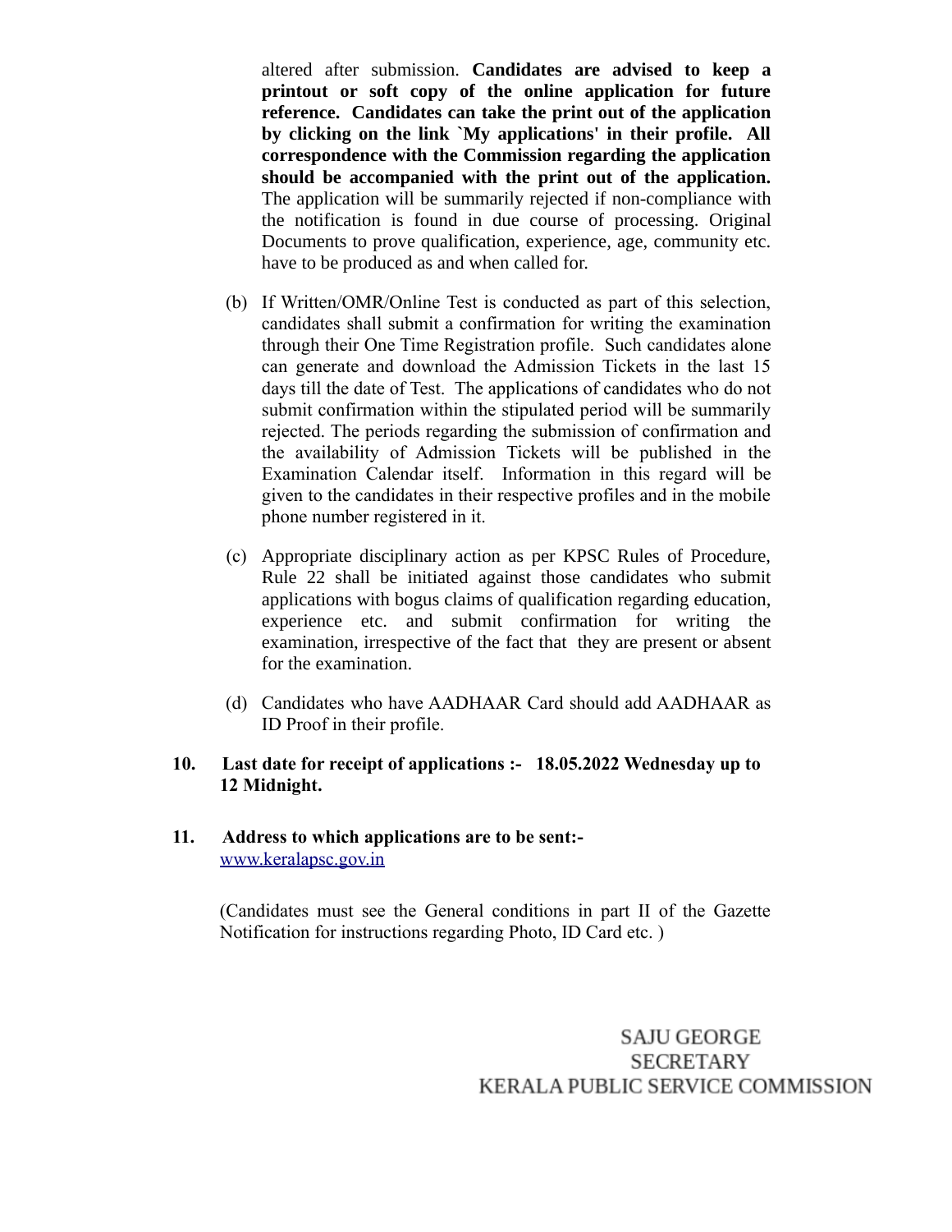altered after submission. **Candidates are advised to keep a printout or soft copy of the online application for future reference. Candidates can take the print out of the application by clicking on the link `My applications' in their profile. All correspondence with the Commission regarding the application should be accompanied with the print out of the application.** The application will be summarily rejected if non-compliance with the notification is found in due course of processing. Original Documents to prove qualification, experience, age, community etc. have to be produced as and when called for.

(b) If Written/OMR/Online Test is conducted as part of this selection, candidates shall submit a confirmation for writing the examination through their One Time Registration profile. Such candidates alone can generate and download the Admission Tickets in the last 15 days till the date of Test. The applications of candidates who do not submit confirmation within the stipulated period will be summarily rejected. The periods regarding the submission of confirmation and the availability of Admission Tickets will be published in the Examination Calendar itself. Information in this regard will be given to the candidates in their respective profiles and in the mobile phone number registered in it.

(c) Appropriate disciplinary action as per KPSC Rules of Procedure, Rule 22 shall be initiated against those candidates who submit applications with bogus claims of qualification regarding education, experience etc. and submit confirmation for writing the examination, irrespective of the fact that they are present or absent for the examination.

(d) Candidates who have AADHAAR Card should add AADHAAR as ID Proof in their profile.

**10. Last date for receipt of applications :- 18.05.2022 Wednesday up to 12 Midnight.**

**11. Address to which applications are to be sent:-**
www.keralapsc.gov.in

(Candidates must see the General conditions in part II of the Gazette Notification for instructions regarding Photo, ID Card etc. )

SAJU GEORGE
SECRETARY
KERALA PUBLIC SERVICE COMMISSION